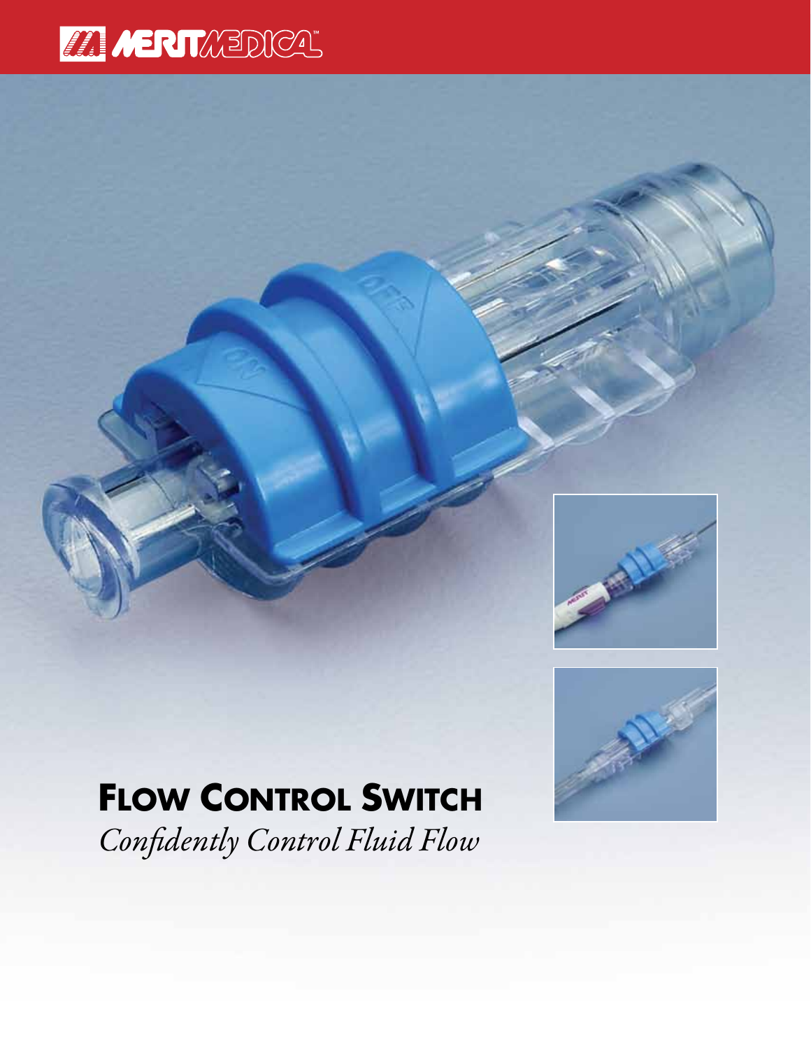# Flow Control Switch

*Confidently Control Fluid Flow*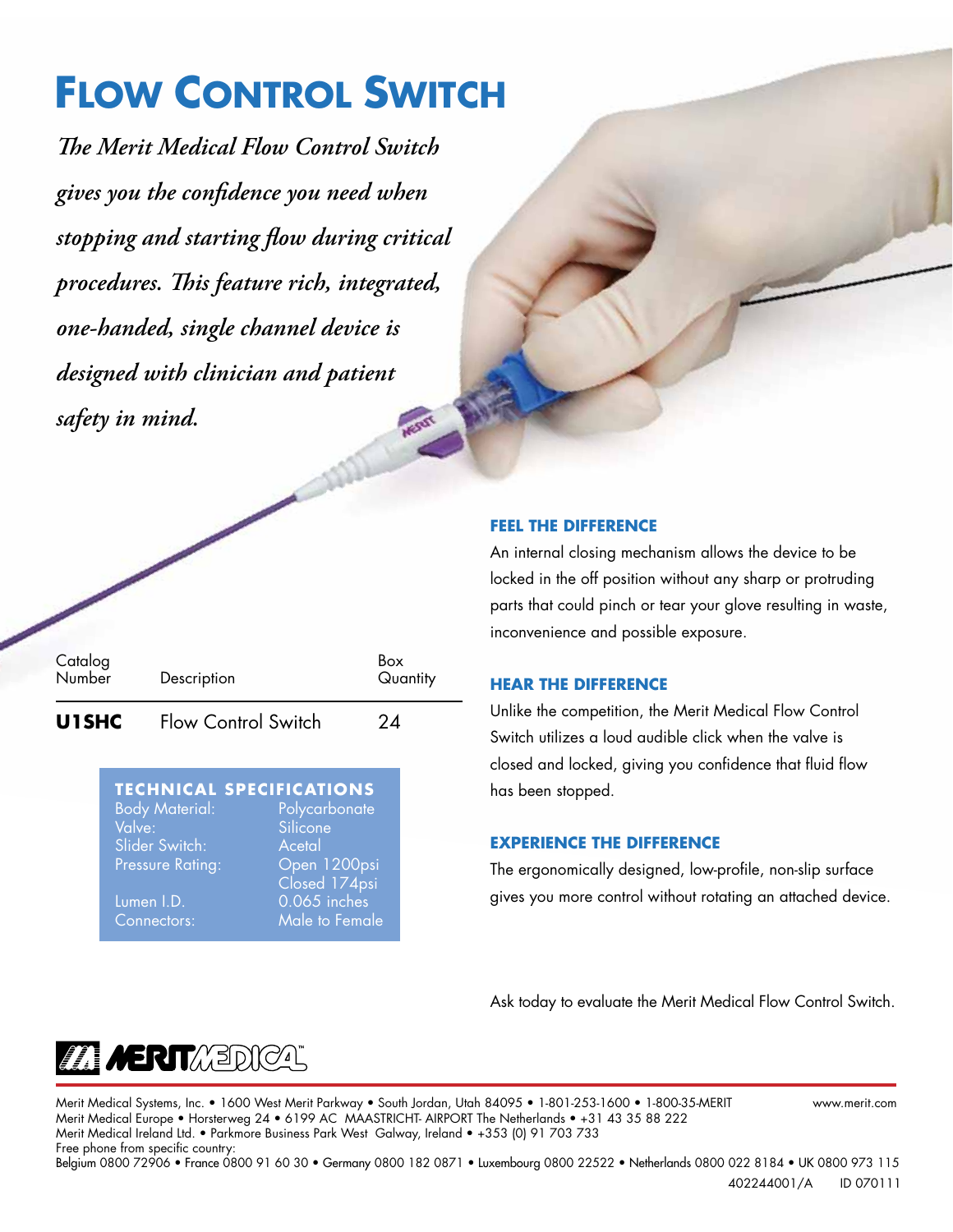# Flow Control Switch

*The Merit Medical Flow Control Switch gives you the confidence you need when stopping and starting flow during critical procedures. This feature rich, integrated, one-handed, single channel device is designed with clinician and patient safety in mind.*

| Catalog Number | Description | Box Quantity |
|---|---|---|
| **U1SHC** | Flow Control Switch | 24 |

**TECHNICAL SPECIFICATIONS**

| | |
|---|---|
| Body Material: | Polycarbonate |
| Valve: | Silicone |
| Slider Switch: | Acetal |
| Pressure Rating: | Open 1200psi<br>Closed 174psi |
| Lumen I.D. | 0.065 inches |
| Connectors: | Male to Female |

### FEEL THE DIFFERENCE

An internal closing mechanism allows the device to be locked in the off position without any sharp or protruding parts that could pinch or tear your glove resulting in waste, inconvenience and possible exposure.

### HEAR THE DIFFERENCE

Unlike the competition, the Merit Medical Flow Control Switch utilizes a loud audible click when the valve is closed and locked, giving you confidence that fluid flow has been stopped.

### EXPERIENCE THE DIFFERENCE

The ergonomically designed, low-profile, non-slip surface gives you more control without rotating an attached device.

Ask today to evaluate the Merit Medical Flow Control Switch.

MERIT MEDICAL™

Merit Medical Systems, Inc. • 1600 West Merit Parkway • South Jordan, Utah 84095 • 1-801-253-1600 • 1-800-35-MERIT www.merit.com
Merit Medical Europe • Horsterweg 24 • 6199 AC MAASTRICHT- AIRPORT The Netherlands • +31 43 35 88 222
Merit Medical Ireland Ltd. • Parkmore Business Park West Galway, Ireland • +353 (0) 91 703 733
Free phone from specific country:
Belgium 0800 72906 • France 0800 91 60 30 • Germany 0800 182 0871 • Luxembourg 0800 22522 • Netherlands 0800 022 8184 • UK 0800 973 115

402244001/A ID 070111